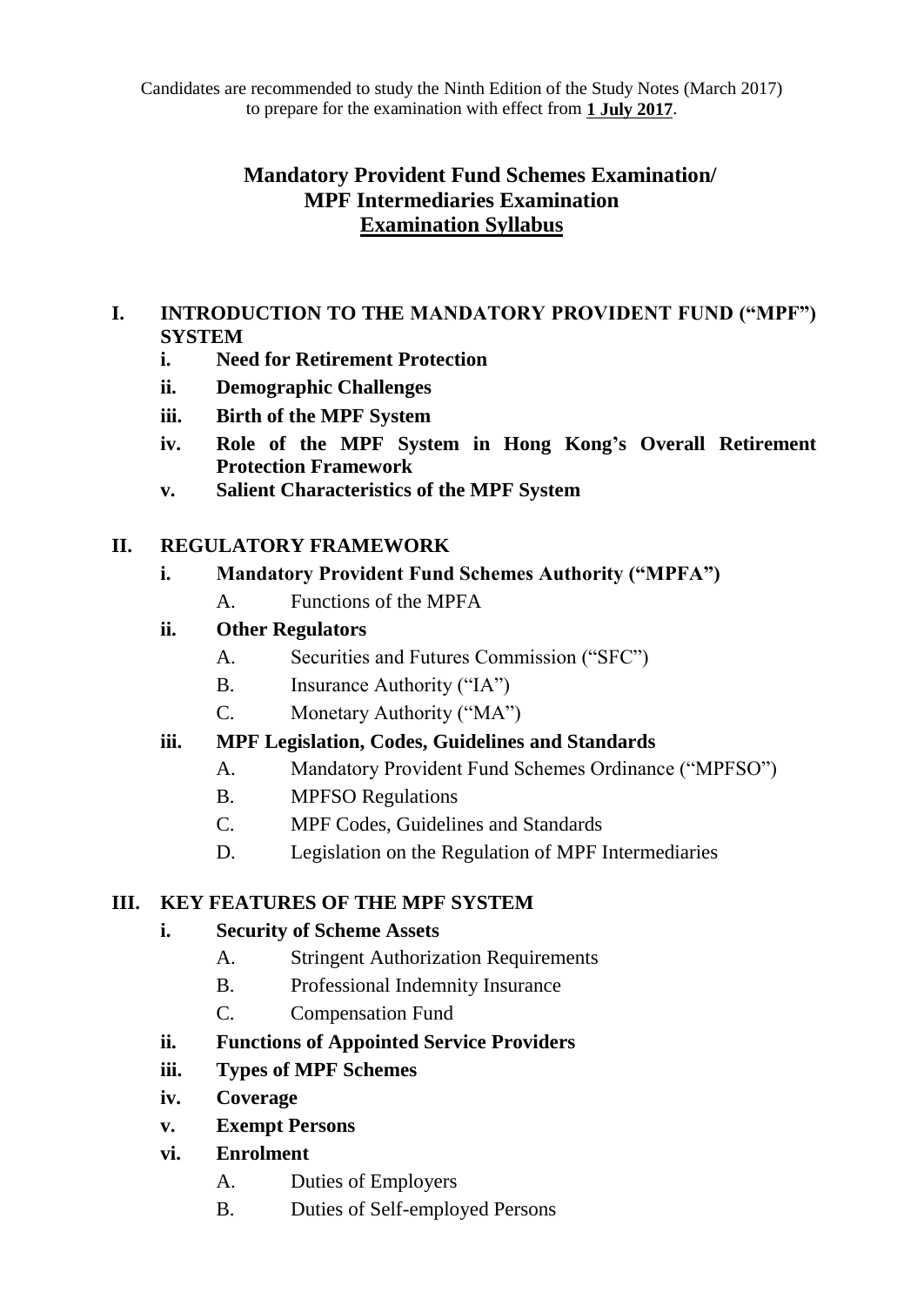Candidates are recommended to study the Ninth Edition of the Study Notes (March 2017) to prepare for the examination with effect from **1 July 2017**.

# Mandatory Provident Fund Schemes Examination/ MPF Intermediaries Examination
## Examination Syllabus

### I. INTRODUCTION TO THE MANDATORY PROVIDENT FUND ("MPF") SYSTEM

- **i. Need for Retirement Protection**
- **ii. Demographic Challenges**
- **iii. Birth of the MPF System**
- **iv. Role of the MPF System in Hong Kong's Overall Retirement Protection Framework**
- **v. Salient Characteristics of the MPF System**

### II. REGULATORY FRAMEWORK

- **i. Mandatory Provident Fund Schemes Authority ("MPFA")**
  - A. Functions of the MPFA
- **ii. Other Regulators**
  - A. Securities and Futures Commission ("SFC")
  - B. Insurance Authority ("IA")
  - C. Monetary Authority ("MA")
- **iii. MPF Legislation, Codes, Guidelines and Standards**
  - A. Mandatory Provident Fund Schemes Ordinance ("MPFSO")
  - B. MPFSO Regulations
  - C. MPF Codes, Guidelines and Standards
  - D. Legislation on the Regulation of MPF Intermediaries

### III. KEY FEATURES OF THE MPF SYSTEM

- **i. Security of Scheme Assets**
  - A. Stringent Authorization Requirements
  - B. Professional Indemnity Insurance
  - C. Compensation Fund
- **ii. Functions of Appointed Service Providers**
- **iii. Types of MPF Schemes**
- **iv. Coverage**
- **v. Exempt Persons**
- **vi. Enrolment**
  - A. Duties of Employers
  - B. Duties of Self-employed Persons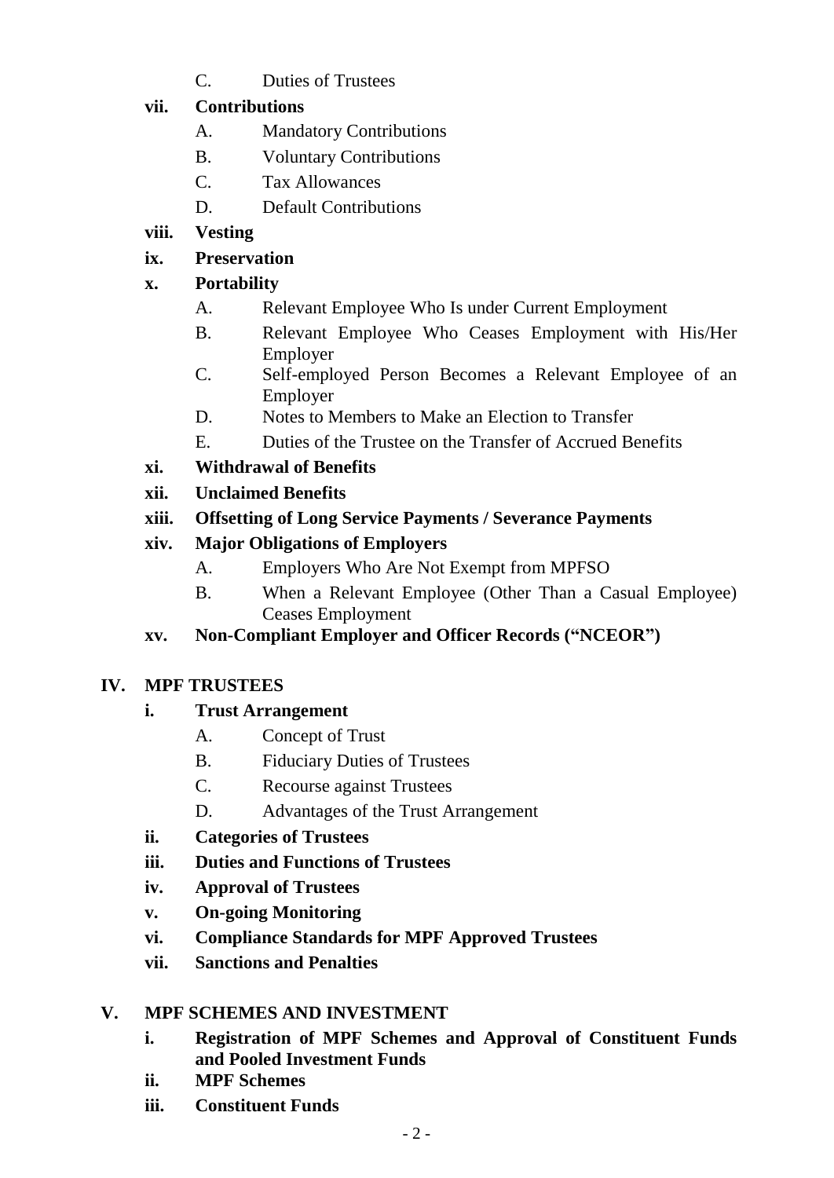C. Duties of Trustees

**vii. Contributions**

A. Mandatory Contributions

B. Voluntary Contributions

C. Tax Allowances

D. Default Contributions

**viii. Vesting**

**ix. Preservation**

**x. Portability**

A. Relevant Employee Who Is under Current Employment

B. Relevant Employee Who Ceases Employment with His/Her Employer

C. Self-employed Person Becomes a Relevant Employee of an Employer

D. Notes to Members to Make an Election to Transfer

E. Duties of the Trustee on the Transfer of Accrued Benefits

**xi. Withdrawal of Benefits**

**xii. Unclaimed Benefits**

**xiii. Offsetting of Long Service Payments / Severance Payments**

**xiv. Major Obligations of Employers**

A. Employers Who Are Not Exempt from MPFSO

B. When a Relevant Employee (Other Than a Casual Employee) Ceases Employment

**xv. Non-Compliant Employer and Officer Records ("NCEOR")**

## IV. MPF TRUSTEES

**i. Trust Arrangement**

A. Concept of Trust

B. Fiduciary Duties of Trustees

C. Recourse against Trustees

D. Advantages of the Trust Arrangement

**ii. Categories of Trustees**

**iii. Duties and Functions of Trustees**

**iv. Approval of Trustees**

**v. On-going Monitoring**

**vi. Compliance Standards for MPF Approved Trustees**

**vii. Sanctions and Penalties**

## V. MPF SCHEMES AND INVESTMENT

**i. Registration of MPF Schemes and Approval of Constituent Funds and Pooled Investment Funds**

**ii. MPF Schemes**

**iii. Constituent Funds**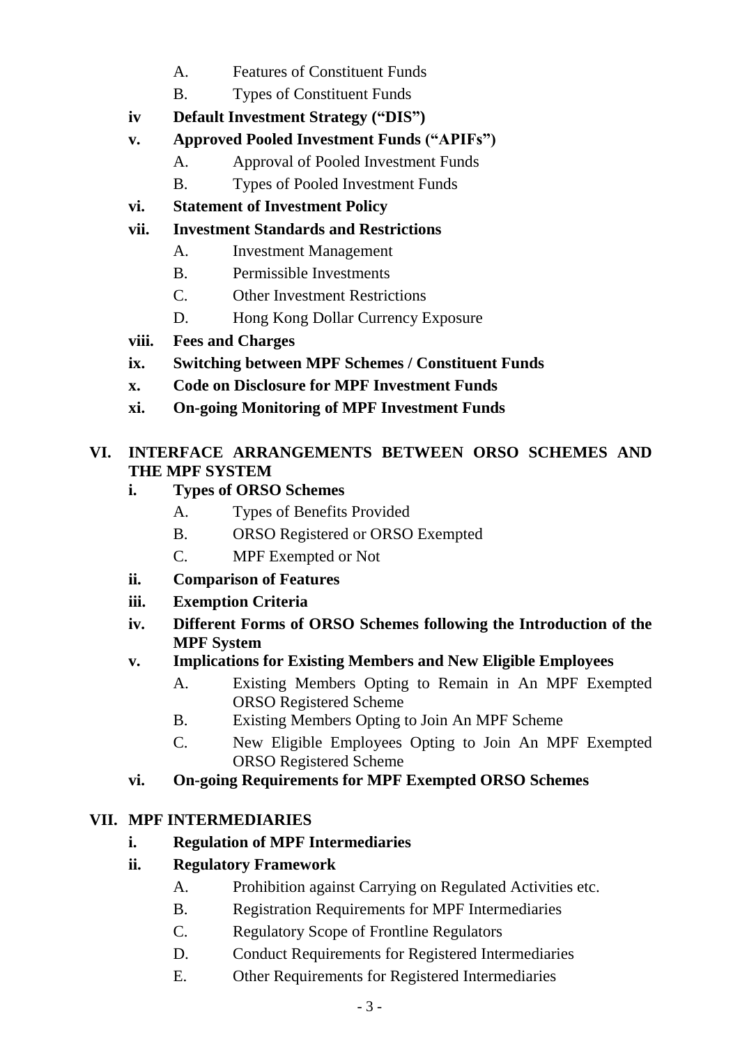A. Features of Constituent Funds

B. Types of Constituent Funds

**iv Default Investment Strategy ("DIS")**

**v. Approved Pooled Investment Funds ("APIFs")**

A. Approval of Pooled Investment Funds

B. Types of Pooled Investment Funds

**vi. Statement of Investment Policy**

**vii. Investment Standards and Restrictions**

A. Investment Management

B. Permissible Investments

C. Other Investment Restrictions

D. Hong Kong Dollar Currency Exposure

**viii. Fees and Charges**

**ix. Switching between MPF Schemes / Constituent Funds**

**x. Code on Disclosure for MPF Investment Funds**

**xi. On-going Monitoring of MPF Investment Funds**

## VI. INTERFACE ARRANGEMENTS BETWEEN ORSO SCHEMES AND THE MPF SYSTEM

**i. Types of ORSO Schemes**

A. Types of Benefits Provided

B. ORSO Registered or ORSO Exempted

C. MPF Exempted or Not

**ii. Comparison of Features**

**iii. Exemption Criteria**

**iv. Different Forms of ORSO Schemes following the Introduction of the MPF System**

**v. Implications for Existing Members and New Eligible Employees**

A. Existing Members Opting to Remain in An MPF Exempted ORSO Registered Scheme

B. Existing Members Opting to Join An MPF Scheme

C. New Eligible Employees Opting to Join An MPF Exempted ORSO Registered Scheme

**vi. On-going Requirements for MPF Exempted ORSO Schemes**

## VII. MPF INTERMEDIARIES

**i. Regulation of MPF Intermediaries**

**ii. Regulatory Framework**

A. Prohibition against Carrying on Regulated Activities etc.

B. Registration Requirements for MPF Intermediaries

C. Regulatory Scope of Frontline Regulators

D. Conduct Requirements for Registered Intermediaries

E. Other Requirements for Registered Intermediaries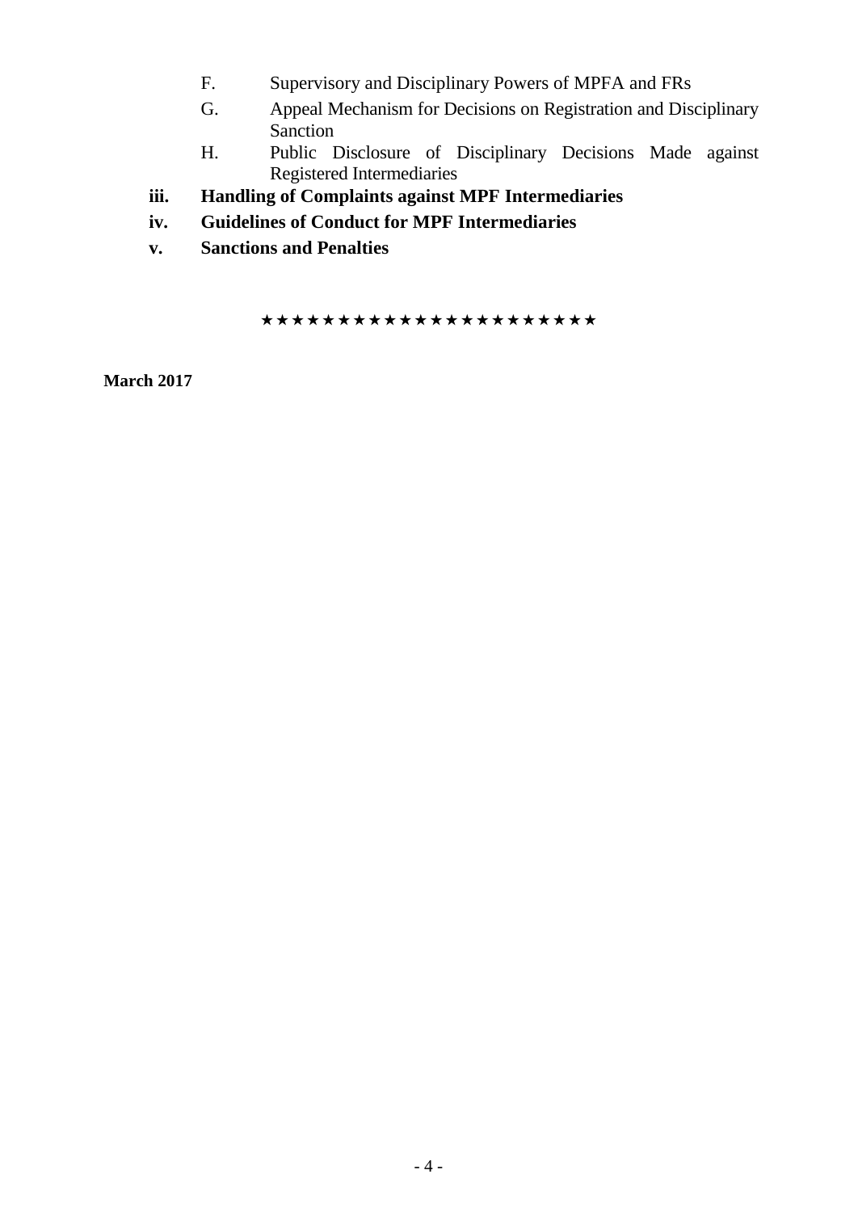F. Supervisory and Disciplinary Powers of MPFA and FRs

G. Appeal Mechanism for Decisions on Registration and Disciplinary Sanction

H. Public Disclosure of Disciplinary Decisions Made against Registered Intermediaries

**iii. Handling of Complaints against MPF Intermediaries**

**iv. Guidelines of Conduct for MPF Intermediaries**

**v. Sanctions and Penalties**

★★★★★★★★★★★★★★★★★★★★★★

**March 2017**